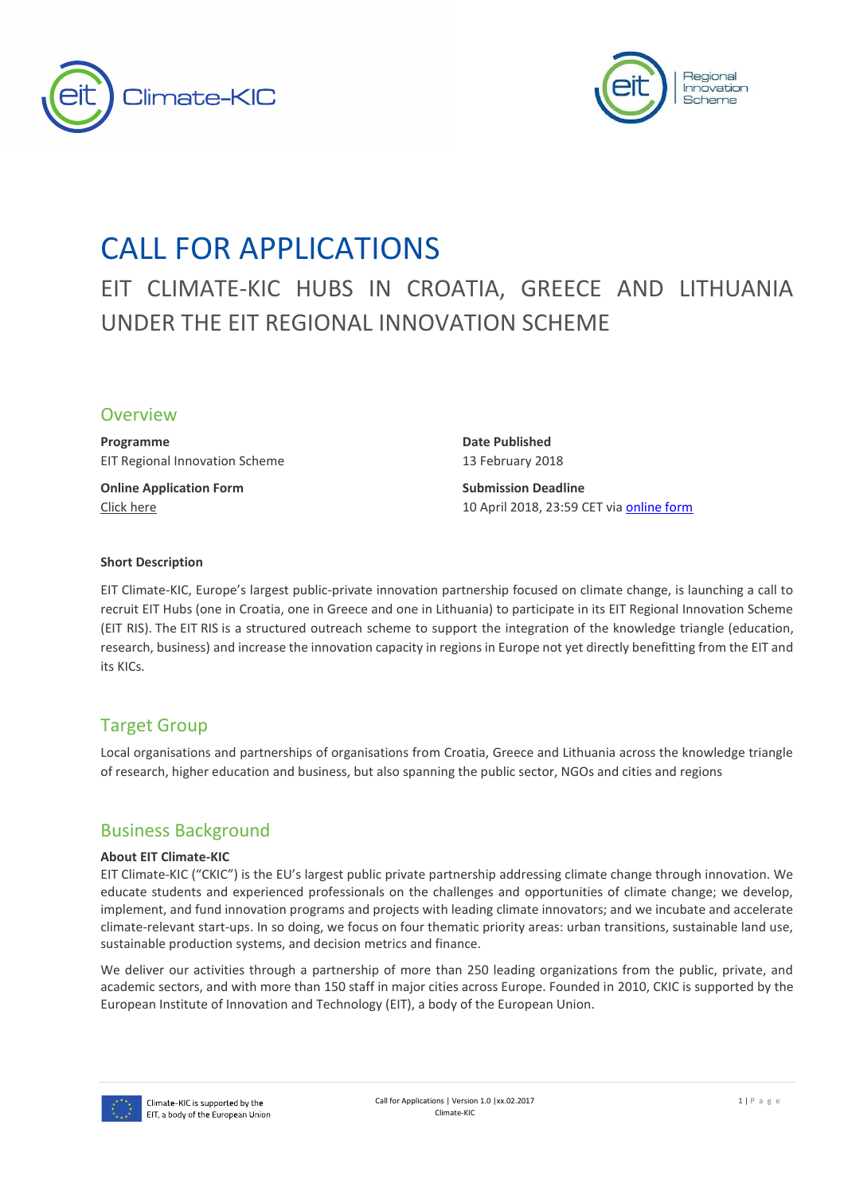# CALL FOR APPLICATIONS

EIT CLIMATE-KIC HUBS IN CROATIA, GREECE AND LITHUANIA UNDER THE EIT REGIONAL INNOVATION SCHEME

## Overview

**Programme**
EIT Regional Innovation Scheme

**Online Application Form**
Click here

**Date Published**
13 February 2018

**Submission Deadline**
10 April 2018, 23:59 CET via online form

**Short Description**

EIT Climate-KIC, Europe's largest public-private innovation partnership focused on climate change, is launching a call to recruit EIT Hubs (one in Croatia, one in Greece and one in Lithuania) to participate in its EIT Regional Innovation Scheme (EIT RIS). The EIT RIS is a structured outreach scheme to support the integration of the knowledge triangle (education, research, business) and increase the innovation capacity in regions in Europe not yet directly benefitting from the EIT and its KICs.

## Target Group

Local organisations and partnerships of organisations from Croatia, Greece and Lithuania across the knowledge triangle of research, higher education and business, but also spanning the public sector, NGOs and cities and regions

## Business Background

**About EIT Climate-KIC**

EIT Climate-KIC ("CKIC") is the EU's largest public private partnership addressing climate change through innovation. We educate students and experienced professionals on the challenges and opportunities of climate change; we develop, implement, and fund innovation programs and projects with leading climate innovators; and we incubate and accelerate climate-relevant start-ups. In so doing, we focus on four thematic priority areas: urban transitions, sustainable land use, sustainable production systems, and decision metrics and finance.

We deliver our activities through a partnership of more than 250 leading organizations from the public, private, and academic sectors, and with more than 150 staff in major cities across Europe. Founded in 2010, CKIC is supported by the European Institute of Innovation and Technology (EIT), a body of the European Union.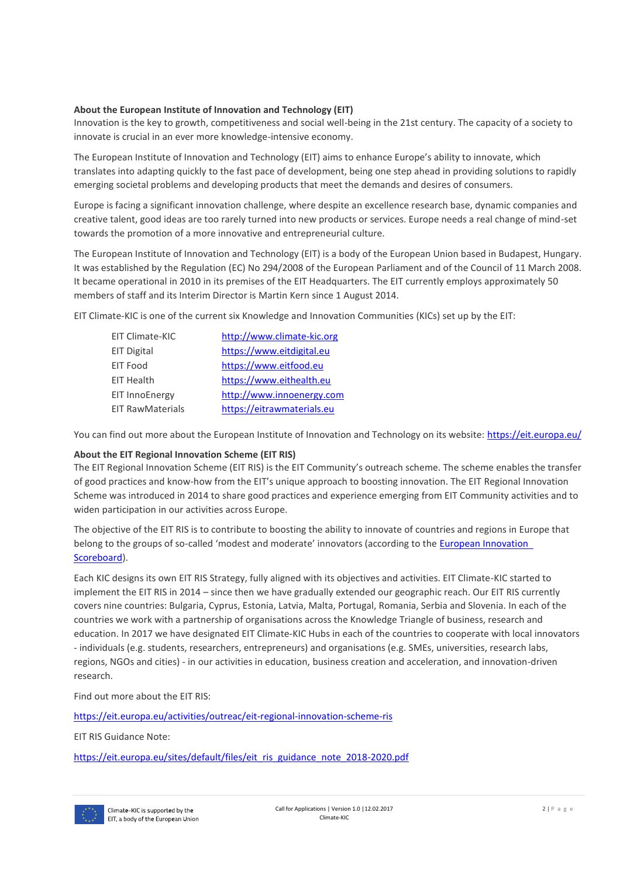**About the European Institute of Innovation and Technology (EIT)**

Innovation is the key to growth, competitiveness and social well-being in the 21st century. The capacity of a society to innovate is crucial in an ever more knowledge-intensive economy.

The European Institute of Innovation and Technology (EIT) aims to enhance Europe's ability to innovate, which translates into adapting quickly to the fast pace of development, being one step ahead in providing solutions to rapidly emerging societal problems and developing products that meet the demands and desires of consumers.

Europe is facing a significant innovation challenge, where despite an excellence research base, dynamic companies and creative talent, good ideas are too rarely turned into new products or services. Europe needs a real change of mind-set towards the promotion of a more innovative and entrepreneurial culture.

The European Institute of Innovation and Technology (EIT) is a body of the European Union based in Budapest, Hungary. It was established by the Regulation (EC) No 294/2008 of the European Parliament and of the Council of 11 March 2008. It became operational in 2010 in its premises of the EIT Headquarters. The EIT currently employs approximately 50 members of staff and its Interim Director is Martin Kern since 1 August 2014.

EIT Climate-KIC is one of the current six Knowledge and Innovation Communities (KICs) set up by the EIT:

| | |
|---|---|
| EIT Climate-KIC | http://www.climate-kic.org |
| EIT Digital | https://www.eitdigital.eu |
| EIT Food | https://www.eitfood.eu |
| EIT Health | https://www.eithealth.eu |
| EIT InnoEnergy | http://www.innoenergy.com |
| EIT RawMaterials | https://eitrawmaterials.eu |

You can find out more about the European Institute of Innovation and Technology on its website: https://eit.europa.eu/

**About the EIT Regional Innovation Scheme (EIT RIS)**

The EIT Regional Innovation Scheme (EIT RIS) is the EIT Community's outreach scheme. The scheme enables the transfer of good practices and know-how from the EIT's unique approach to boosting innovation. The EIT Regional Innovation Scheme was introduced in 2014 to share good practices and experience emerging from EIT Community activities and to widen participation in our activities across Europe.

The objective of the EIT RIS is to contribute to boosting the ability to innovate of countries and regions in Europe that belong to the groups of so-called 'modest and moderate' innovators (according to the European Innovation Scoreboard).

Each KIC designs its own EIT RIS Strategy, fully aligned with its objectives and activities. EIT Climate-KIC started to implement the EIT RIS in 2014 – since then we have gradually extended our geographic reach. Our EIT RIS currently covers nine countries: Bulgaria, Cyprus, Estonia, Latvia, Malta, Portugal, Romania, Serbia and Slovenia. In each of the countries we work with a partnership of organisations across the Knowledge Triangle of business, research and education. In 2017 we have designated EIT Climate-KIC Hubs in each of the countries to cooperate with local innovators - individuals (e.g. students, researchers, entrepreneurs) and organisations (e.g. SMEs, universities, research labs, regions, NGOs and cities) - in our activities in education, business creation and acceleration, and innovation-driven research.

Find out more about the EIT RIS:

https://eit.europa.eu/activities/outreac/eit-regional-innovation-scheme-ris

EIT RIS Guidance Note:

https://eit.europa.eu/sites/default/files/eit_ris_guidance_note_2018-2020.pdf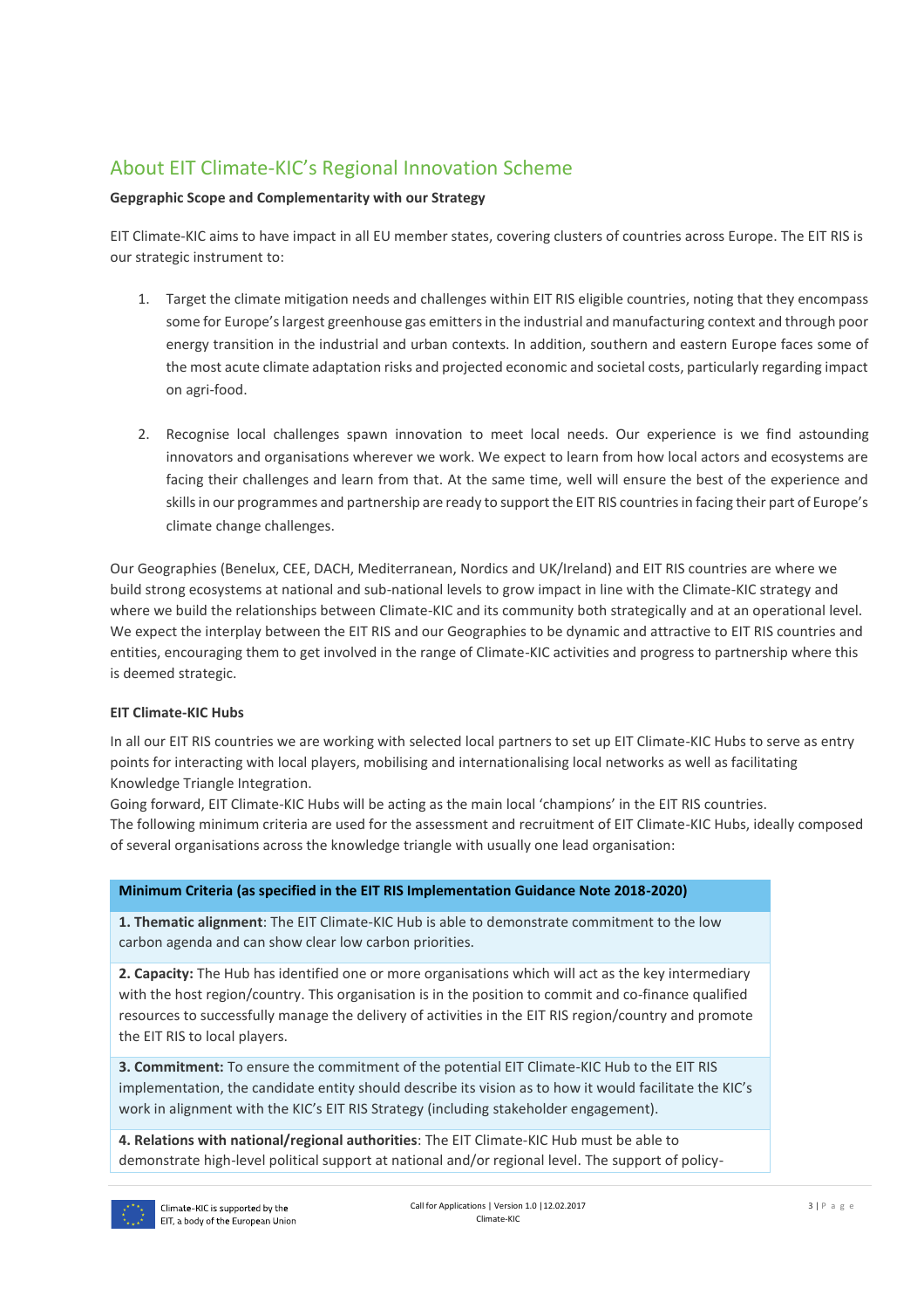## About EIT Climate-KIC's Regional Innovation Scheme

**Gepgraphic Scope and Complementarity with our Strategy**

EIT Climate-KIC aims to have impact in all EU member states, covering clusters of countries across Europe. The EIT RIS is our strategic instrument to:

1. Target the climate mitigation needs and challenges within EIT RIS eligible countries, noting that they encompass some for Europe's largest greenhouse gas emitters in the industrial and manufacturing context and through poor energy transition in the industrial and urban contexts. In addition, southern and eastern Europe faces some of the most acute climate adaptation risks and projected economic and societal costs, particularly regarding impact on agri-food.

2. Recognise local challenges spawn innovation to meet local needs. Our experience is we find astounding innovators and organisations wherever we work. We expect to learn from how local actors and ecosystems are facing their challenges and learn from that. At the same time, well will ensure the best of the experience and skills in our programmes and partnership are ready to support the EIT RIS countries in facing their part of Europe's climate change challenges.

Our Geographies (Benelux, CEE, DACH, Mediterranean, Nordics and UK/Ireland) and EIT RIS countries are where we build strong ecosystems at national and sub-national levels to grow impact in line with the Climate-KIC strategy and where we build the relationships between Climate-KIC and its community both strategically and at an operational level. We expect the interplay between the EIT RIS and our Geographies to be dynamic and attractive to EIT RIS countries and entities, encouraging them to get involved in the range of Climate-KIC activities and progress to partnership where this is deemed strategic.

**EIT Climate-KIC Hubs**

In all our EIT RIS countries we are working with selected local partners to set up EIT Climate-KIC Hubs to serve as entry points for interacting with local players, mobilising and internationalising local networks as well as facilitating Knowledge Triangle Integration.

Going forward, EIT Climate-KIC Hubs will be acting as the main local 'champions' in the EIT RIS countries.

The following minimum criteria are used for the assessment and recruitment of EIT Climate-KIC Hubs, ideally composed of several organisations across the knowledge triangle with usually one lead organisation:

| Minimum Criteria (as specified in the EIT RIS Implementation Guidance Note 2018-2020) |
| --- |
| **1. Thematic alignment**: The EIT Climate-KIC Hub is able to demonstrate commitment to the low carbon agenda and can show clear low carbon priorities. |
| **2. Capacity:** The Hub has identified one or more organisations which will act as the key intermediary with the host region/country. This organisation is in the position to commit and co-finance qualified resources to successfully manage the delivery of activities in the EIT RIS region/country and promote the EIT RIS to local players. |
| **3. Commitment:** To ensure the commitment of the potential EIT Climate-KIC Hub to the EIT RIS implementation, the candidate entity should describe its vision as to how it would facilitate the KIC's work in alignment with the KIC's EIT RIS Strategy (including stakeholder engagement). |
| **4. Relations with national/regional authorities**: The EIT Climate-KIC Hub must be able to demonstrate high-level political support at national and/or regional level. The support of policy- |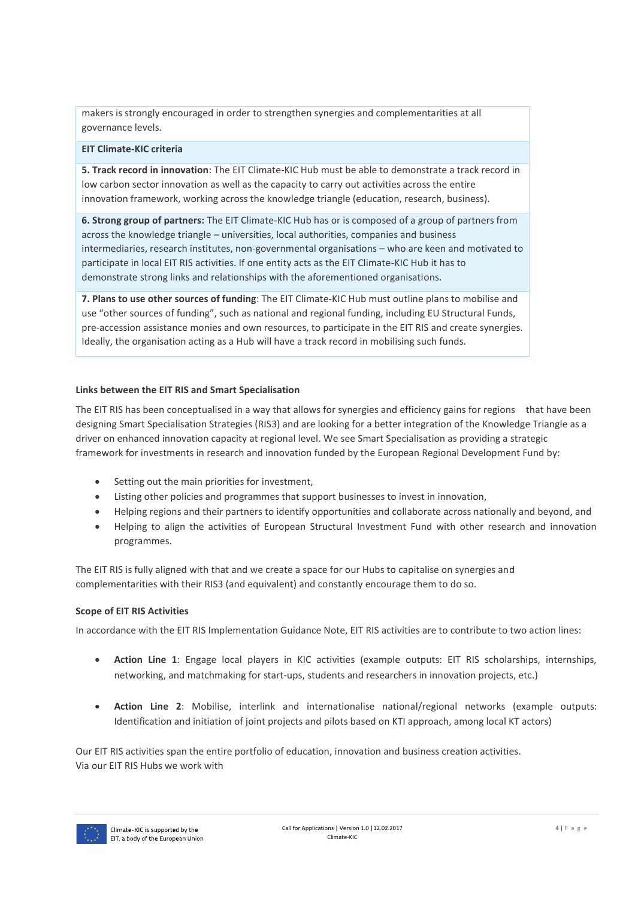| makers is strongly encouraged in order to strengthen synergies and complementarities at all governance levels. |
| --- |
| **EIT Climate-KIC criteria** |
| **5. Track record in innovation**: The EIT Climate-KIC Hub must be able to demonstrate a track record in low carbon sector innovation as well as the capacity to carry out activities across the entire innovation framework, working across the knowledge triangle (education, research, business). |
| **6. Strong group of partners:** The EIT Climate-KIC Hub has or is composed of a group of partners from across the knowledge triangle – universities, local authorities, companies and business intermediaries, research institutes, non-governmental organisations – who are keen and motivated to participate in local EIT RIS activities. If one entity acts as the EIT Climate-KIC Hub it has to demonstrate strong links and relationships with the aforementioned organisations. |
| **7. Plans to use other sources of funding**: The EIT Climate-KIC Hub must outline plans to mobilise and use "other sources of funding", such as national and regional funding, including EU Structural Funds, pre-accession assistance monies and own resources, to participate in the EIT RIS and create synergies. Ideally, the organisation acting as a Hub will have a track record in mobilising such funds. |

**Links between the EIT RIS and Smart Specialisation**

The EIT RIS has been conceptualised in a way that allows for synergies and efficiency gains for regions that have been designing Smart Specialisation Strategies (RIS3) and are looking for a better integration of the Knowledge Triangle as a driver on enhanced innovation capacity at regional level. We see Smart Specialisation as providing a strategic framework for investments in research and innovation funded by the European Regional Development Fund by:

- Setting out the main priorities for investment,
- Listing other policies and programmes that support businesses to invest in innovation,
- Helping regions and their partners to identify opportunities and collaborate across nationally and beyond, and
- Helping to align the activities of European Structural Investment Fund with other research and innovation programmes.

The EIT RIS is fully aligned with that and we create a space for our Hubs to capitalise on synergies and complementarities with their RIS3 (and equivalent) and constantly encourage them to do so.

**Scope of EIT RIS Activities**

In accordance with the EIT RIS Implementation Guidance Note, EIT RIS activities are to contribute to two action lines:

- **Action Line 1**: Engage local players in KIC activities (example outputs: EIT RIS scholarships, internships, networking, and matchmaking for start-ups, students and researchers in innovation projects, etc.)

- **Action Line 2**: Mobilise, interlink and internationalise national/regional networks (example outputs: Identification and initiation of joint projects and pilots based on KTI approach, among local KT actors)

Our EIT RIS activities span the entire portfolio of education, innovation and business creation activities. Via our EIT RIS Hubs we work with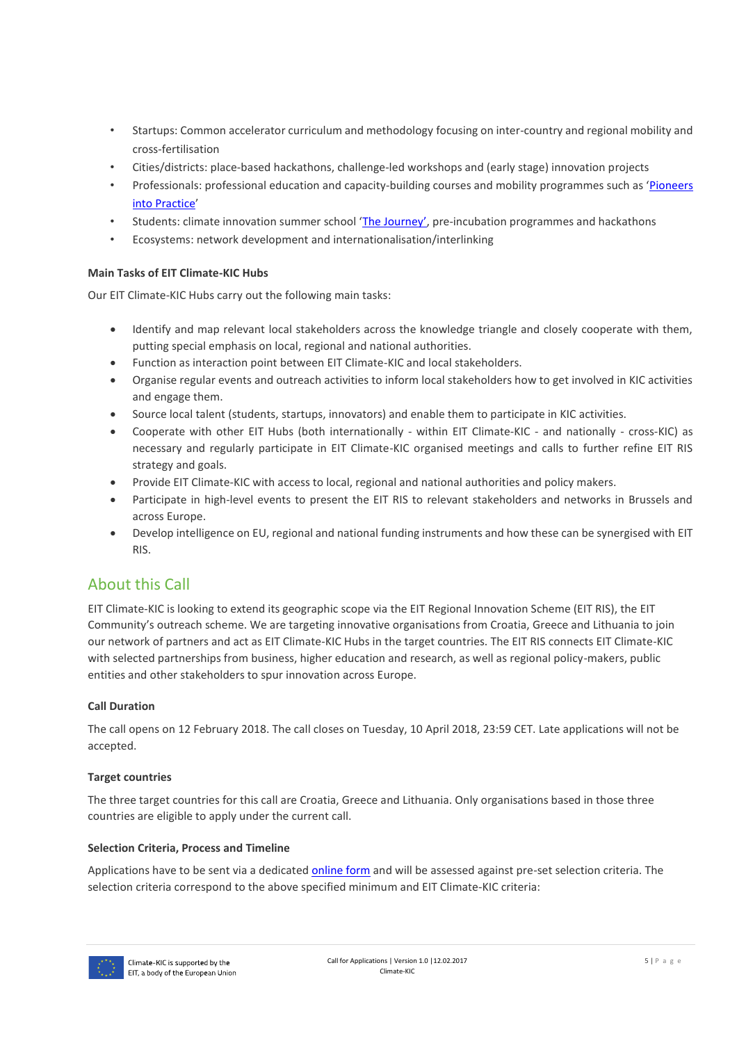- Startups: Common accelerator curriculum and methodology focusing on inter-country and regional mobility and cross-fertilisation
- Cities/districts: place-based hackathons, challenge-led workshops and (early stage) innovation projects
- Professionals: professional education and capacity-building courses and mobility programmes such as 'Pioneers into Practice'
- Students: climate innovation summer school 'The Journey', pre-incubation programmes and hackathons
- Ecosystems: network development and internationalisation/interlinking

**Main Tasks of EIT Climate-KIC Hubs**

Our EIT Climate-KIC Hubs carry out the following main tasks:

- Identify and map relevant local stakeholders across the knowledge triangle and closely cooperate with them, putting special emphasis on local, regional and national authorities.
- Function as interaction point between EIT Climate-KIC and local stakeholders.
- Organise regular events and outreach activities to inform local stakeholders how to get involved in KIC activities and engage them.
- Source local talent (students, startups, innovators) and enable them to participate in KIC activities.
- Cooperate with other EIT Hubs (both internationally - within EIT Climate-KIC - and nationally - cross-KIC) as necessary and regularly participate in EIT Climate-KIC organised meetings and calls to further refine EIT RIS strategy and goals.
- Provide EIT Climate-KIC with access to local, regional and national authorities and policy makers.
- Participate in high-level events to present the EIT RIS to relevant stakeholders and networks in Brussels and across Europe.
- Develop intelligence on EU, regional and national funding instruments and how these can be synergised with EIT RIS.

## About this Call

EIT Climate-KIC is looking to extend its geographic scope via the EIT Regional Innovation Scheme (EIT RIS), the EIT Community's outreach scheme. We are targeting innovative organisations from Croatia, Greece and Lithuania to join our network of partners and act as EIT Climate-KIC Hubs in the target countries. The EIT RIS connects EIT Climate-KIC with selected partnerships from business, higher education and research, as well as regional policy-makers, public entities and other stakeholders to spur innovation across Europe.

**Call Duration**

The call opens on 12 February 2018. The call closes on Tuesday, 10 April 2018, 23:59 CET. Late applications will not be accepted.

**Target countries**

The three target countries for this call are Croatia, Greece and Lithuania. Only organisations based in those three countries are eligible to apply under the current call.

**Selection Criteria, Process and Timeline**

Applications have to be sent via a dedicated online form and will be assessed against pre-set selection criteria. The selection criteria correspond to the above specified minimum and EIT Climate-KIC criteria: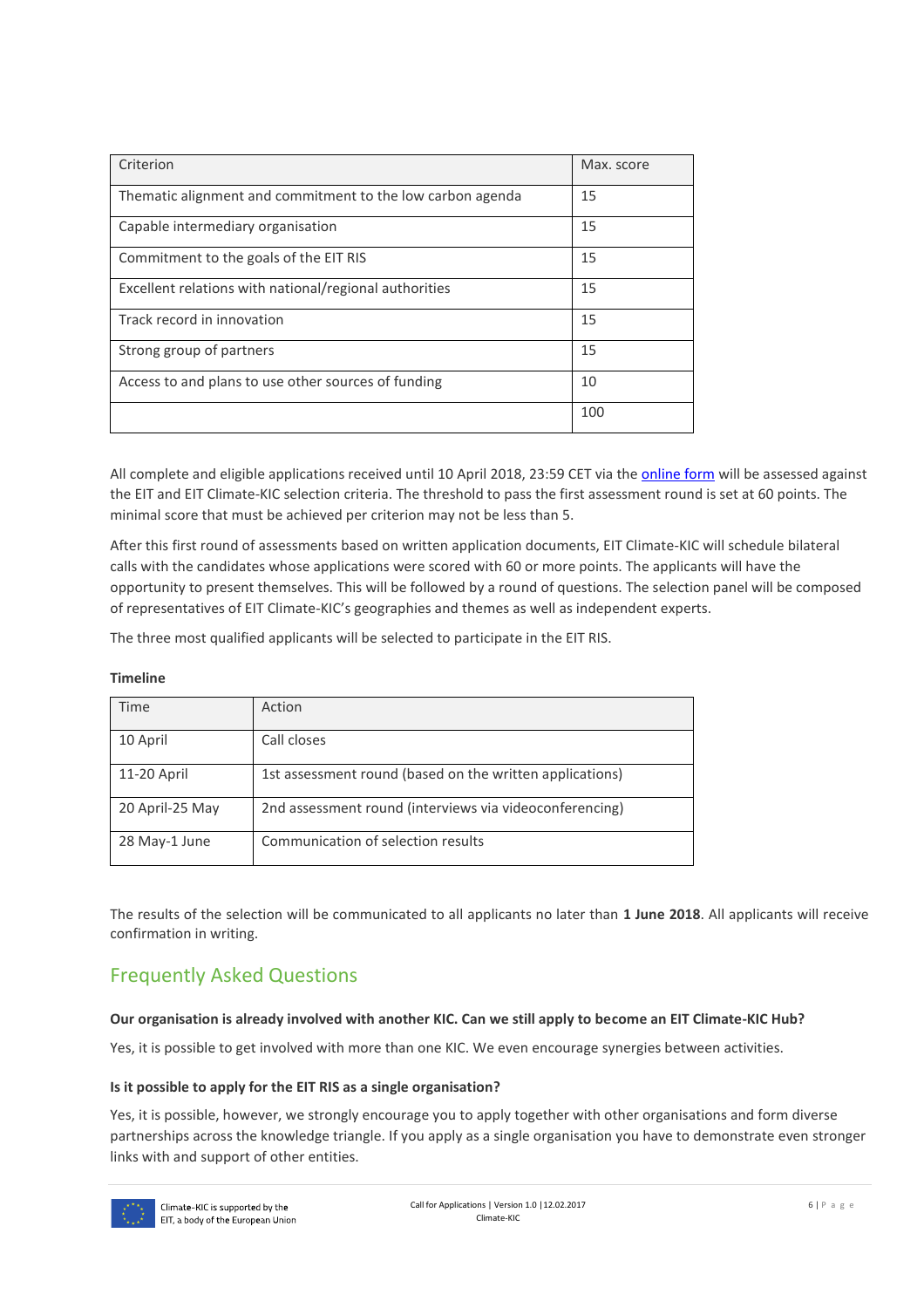| Criterion | Max. score |
|---|---|
| Thematic alignment and commitment to the low carbon agenda | 15 |
| Capable intermediary organisation | 15 |
| Commitment to the goals of the EIT RIS | 15 |
| Excellent relations with national/regional authorities | 15 |
| Track record in innovation | 15 |
| Strong group of partners | 15 |
| Access to and plans to use other sources of funding | 10 |
| | 100 |

All complete and eligible applications received until 10 April 2018, 23:59 CET via the online form will be assessed against the EIT and EIT Climate-KIC selection criteria. The threshold to pass the first assessment round is set at 60 points. The minimal score that must be achieved per criterion may not be less than 5.

After this first round of assessments based on written application documents, EIT Climate-KIC will schedule bilateral calls with the candidates whose applications were scored with 60 or more points. The applicants will have the opportunity to present themselves. This will be followed by a round of questions. The selection panel will be composed of representatives of EIT Climate-KIC's geographies and themes as well as independent experts.

The three most qualified applicants will be selected to participate in the EIT RIS.

**Timeline**

| Time | Action |
|---|---|
| 10 April | Call closes |
| 11-20 April | 1st assessment round (based on the written applications) |
| 20 April-25 May | 2nd assessment round (interviews via videoconferencing) |
| 28 May-1 June | Communication of selection results |

The results of the selection will be communicated to all applicants no later than **1 June 2018**. All applicants will receive confirmation in writing.

## Frequently Asked Questions

**Our organisation is already involved with another KIC. Can we still apply to become an EIT Climate-KIC Hub?**

Yes, it is possible to get involved with more than one KIC. We even encourage synergies between activities.

**Is it possible to apply for the EIT RIS as a single organisation?**

Yes, it is possible, however, we strongly encourage you to apply together with other organisations and form diverse partnerships across the knowledge triangle. If you apply as a single organisation you have to demonstrate even stronger links with and support of other entities.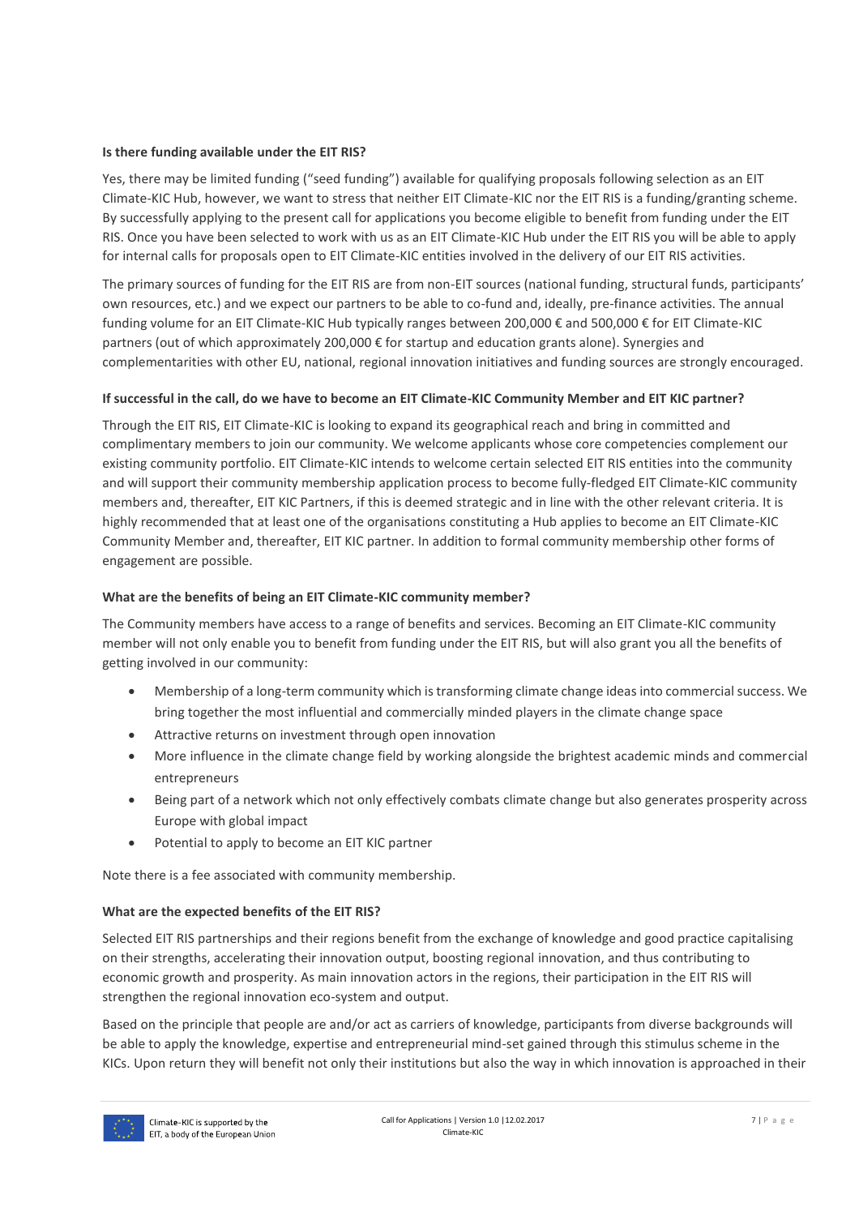**Is there funding available under the EIT RIS?**

Yes, there may be limited funding ("seed funding") available for qualifying proposals following selection as an EIT Climate-KIC Hub, however, we want to stress that neither EIT Climate-KIC nor the EIT RIS is a funding/granting scheme. By successfully applying to the present call for applications you become eligible to benefit from funding under the EIT RIS. Once you have been selected to work with us as an EIT Climate-KIC Hub under the EIT RIS you will be able to apply for internal calls for proposals open to EIT Climate-KIC entities involved in the delivery of our EIT RIS activities.

The primary sources of funding for the EIT RIS are from non-EIT sources (national funding, structural funds, participants' own resources, etc.) and we expect our partners to be able to co-fund and, ideally, pre-finance activities. The annual funding volume for an EIT Climate-KIC Hub typically ranges between 200,000 € and 500,000 € for EIT Climate-KIC partners (out of which approximately 200,000 € for startup and education grants alone). Synergies and complementarities with other EU, national, regional innovation initiatives and funding sources are strongly encouraged.

**If successful in the call, do we have to become an EIT Climate-KIC Community Member and EIT KIC partner?**

Through the EIT RIS, EIT Climate-KIC is looking to expand its geographical reach and bring in committed and complimentary members to join our community. We welcome applicants whose core competencies complement our existing community portfolio. EIT Climate-KIC intends to welcome certain selected EIT RIS entities into the community and will support their community membership application process to become fully-fledged EIT Climate-KIC community members and, thereafter, EIT KIC Partners, if this is deemed strategic and in line with the other relevant criteria. It is highly recommended that at least one of the organisations constituting a Hub applies to become an EIT Climate-KIC Community Member and, thereafter, EIT KIC partner. In addition to formal community membership other forms of engagement are possible.

**What are the benefits of being an EIT Climate-KIC community member?**

The Community members have access to a range of benefits and services. Becoming an EIT Climate-KIC community member will not only enable you to benefit from funding under the EIT RIS, but will also grant you all the benefits of getting involved in our community:

- Membership of a long-term community which is transforming climate change ideas into commercial success. We bring together the most influential and commercially minded players in the climate change space
- Attractive returns on investment through open innovation
- More influence in the climate change field by working alongside the brightest academic minds and commercial entrepreneurs
- Being part of a network which not only effectively combats climate change but also generates prosperity across Europe with global impact
- Potential to apply to become an EIT KIC partner

Note there is a fee associated with community membership.

**What are the expected benefits of the EIT RIS?**

Selected EIT RIS partnerships and their regions benefit from the exchange of knowledge and good practice capitalising on their strengths, accelerating their innovation output, boosting regional innovation, and thus contributing to economic growth and prosperity. As main innovation actors in the regions, their participation in the EIT RIS will strengthen the regional innovation eco-system and output.

Based on the principle that people are and/or act as carriers of knowledge, participants from diverse backgrounds will be able to apply the knowledge, expertise and entrepreneurial mind-set gained through this stimulus scheme in the KICs. Upon return they will benefit not only their institutions but also the way in which innovation is approached in their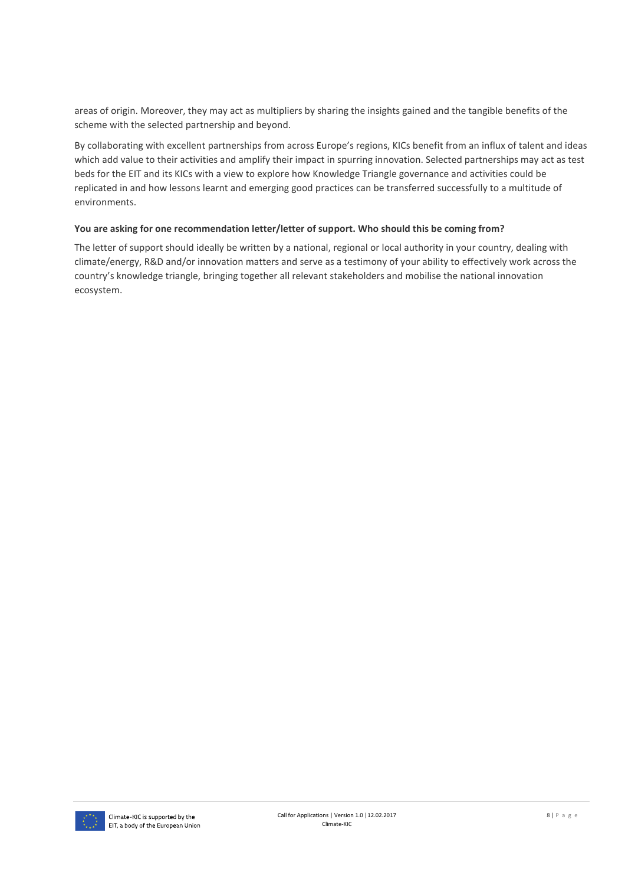areas of origin. Moreover, they may act as multipliers by sharing the insights gained and the tangible benefits of the scheme with the selected partnership and beyond.

By collaborating with excellent partnerships from across Europe's regions, KICs benefit from an influx of talent and ideas which add value to their activities and amplify their impact in spurring innovation. Selected partnerships may act as test beds for the EIT and its KICs with a view to explore how Knowledge Triangle governance and activities could be replicated in and how lessons learnt and emerging good practices can be transferred successfully to a multitude of environments.

**You are asking for one recommendation letter/letter of support. Who should this be coming from?**

The letter of support should ideally be written by a national, regional or local authority in your country, dealing with climate/energy, R&D and/or innovation matters and serve as a testimony of your ability to effectively work across the country's knowledge triangle, bringing together all relevant stakeholders and mobilise the national innovation ecosystem.